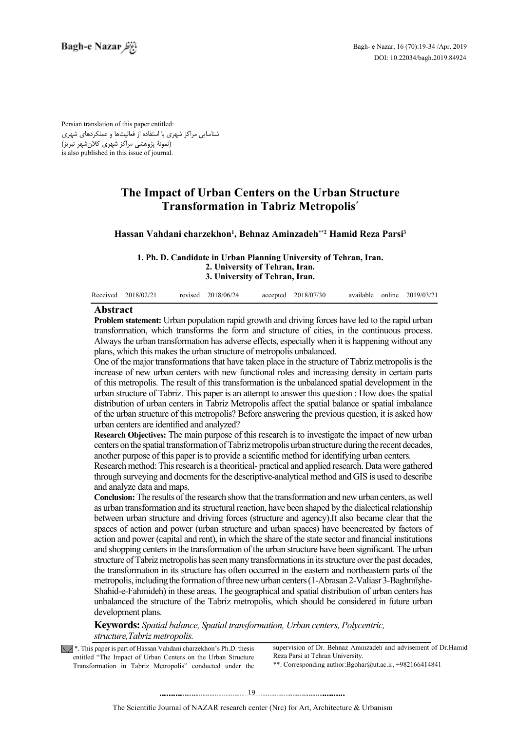Persian translation of this paper entitled:
شناسایی مراکز شهری با استفاده از فعالیت‌ها و عملکردهای شهری
(نمونۀ پژوهشی مراکز شهری کلان‌شهر تبریز)
is also published in this issue of journal.

# The Impact of Urban Centers on the Urban Structure Transformation in Tabriz Metropolis*

**Hassan Vahdani charzekhon[1], Behnaz Aminzadeh[**2] Hamid Reza Parsi[3]**

**1. Ph. D. Candidate in Urban Planning University of Tehran, Iran.**
**2. University of Tehran, Iran.**
**3. University of Tehran, Iran.**

Received 2018/02/21 revised 2018/06/24 accepted 2018/07/30 available online 2019/03/21

## Abstract

**Problem statement:** Urban population rapid growth and driving forces have led to the rapid urban transformation, which transforms the form and structure of cities, in the continuous process. Always the urban transformation has adverse effects, especially when it is happening without any plans, which this makes the urban structure of metropolis unbalanced.

One of the major transformations that have taken place in the structure of Tabriz metropolis is the increase of new urban centers with new functional roles and increasing density in certain parts of this metropolis. The result of this transformation is the unbalanced spatial development in the urban structure of Tabriz. This paper is an attempt to answer this question : How does the spatial distribution of urban centers in Tabriz Metropolis affect the spatial balance or spatial imbalance of the urban structure of this metropolis? Before answering the previous question, it is asked how urban centers are identified and analyzed?

**Research Objectives:** The main purpose of this research is to investigate the impact of new urban centers on the spatial transformation of Tabriz metropolis urban structure during the recent decades, another purpose of this paper is to provide a scientific method for identifying urban centers.

Research method: This research is a theoritical- practical and applied research. Data were gathered through surveying and docments for the descriptive-analytical method and GIS is used to describe and analyze data and maps.

**Conclusion:** The results of the research show that the transformation and new urban centers, as well as urban transformation and its structural reaction, have been shaped by the dialectical relationship between urban structure and driving forces (structure and agency).It also became clear that the spaces of action and power (urban structure and urban spaces) have beencreated by factors of action and power (capital and rent), in which the share of the state sector and financial institutions and shopping centers in the transformation of the urban structure have been significant. The urban structure of Tabriz metropolis has seen many transformations in its structure over the past decades, the transformation in its structure has often occurred in the eastern and northeastern parts of the metropolis, including the formation of three new urban centers (1-Abrasan 2-Valiasr 3-Baghmīșhe-Shahid-e-Fahmideh) in these areas. The geographical and spatial distribution of urban centers has unbalanced the structure of the Tabriz metropolis, which should be considered in future urban development plans.

**Keywords:** *Spatial balance, Spatial transformation, Urban centers, Polycentric, structure,Tabriz metropolis.*

*. This paper is part of Hassan Vahdani charzekhon's Ph.D. thesis entitled "The Impact of Urban Centers on the Urban Structure Transformation in Tabriz Metropolis" conducted under the supervision of Dr. Behnaz Aminzadeh and advisement of Dr.Hamid Reza Parsi at Tehran University.

**. Corresponding author:Bgohar@ut.ac.ir, +982166414841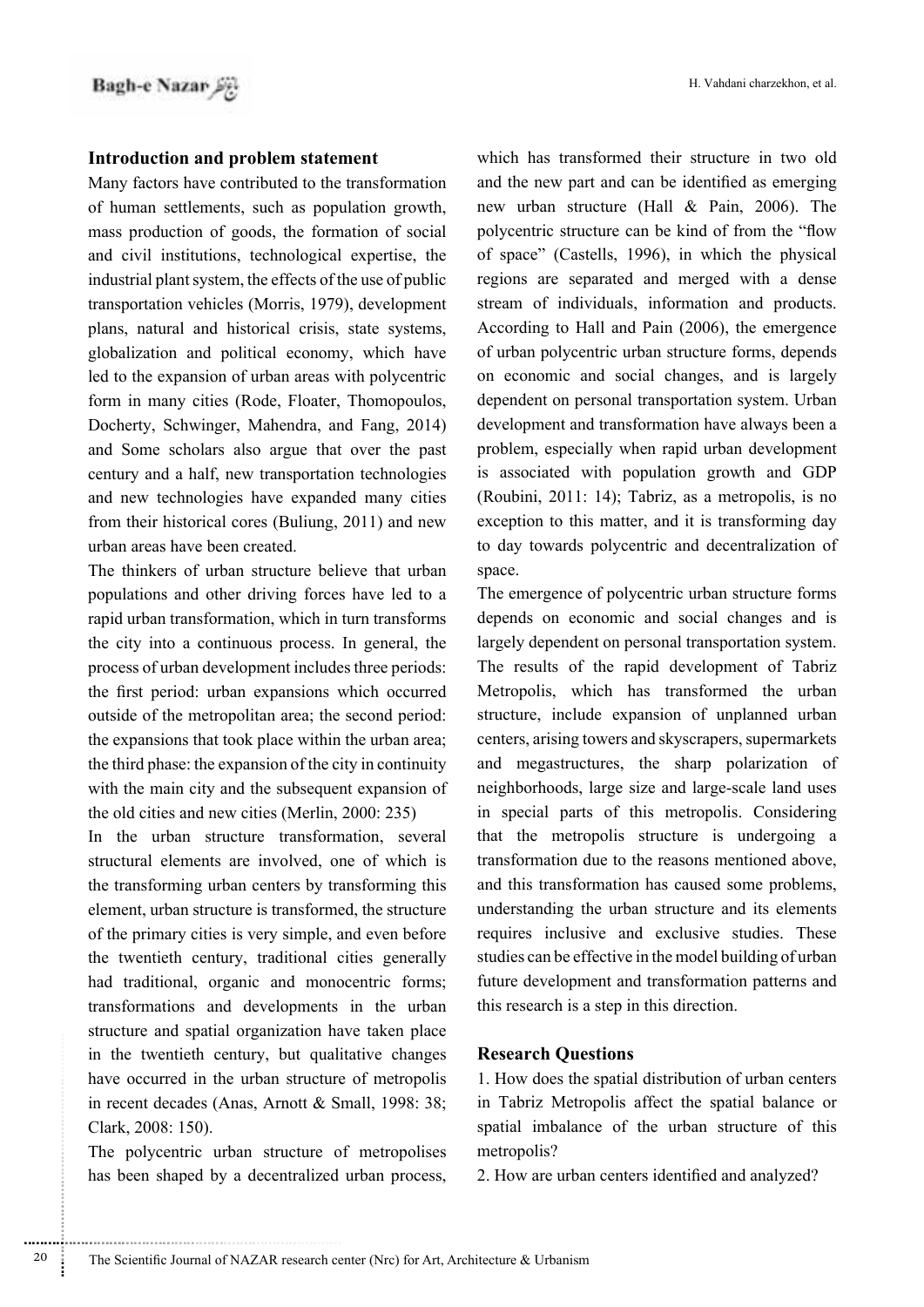## Introduction and problem statement

Many factors have contributed to the transformation of human settlements, such as population growth, mass production of goods, the formation of social and civil institutions, technological expertise, the industrial plant system, the effects of the use of public transportation vehicles (Morris, 1979), development plans, natural and historical crisis, state systems, globalization and political economy, which have led to the expansion of urban areas with polycentric form in many cities (Rode, Floater, Thomopoulos, Docherty, Schwinger, Mahendra, and Fang, 2014) and Some scholars also argue that over the past century and a half, new transportation technologies and new technologies have expanded many cities from their historical cores (Buliung, 2011) and new urban areas have been created.

The thinkers of urban structure believe that urban populations and other driving forces have led to a rapid urban transformation, which in turn transforms the city into a continuous process. In general, the process of urban development includes three periods: the first period: urban expansions which occurred outside of the metropolitan area; the second period: the expansions that took place within the urban area; the third phase: the expansion of the city in continuity with the main city and the subsequent expansion of the old cities and new cities (Merlin, 2000: 235)

In the urban structure transformation, several structural elements are involved, one of which is the transforming urban centers by transforming this element, urban structure is transformed, the structure of the primary cities is very simple, and even before the twentieth century, traditional cities generally had traditional, organic and monocentric forms; transformations and developments in the urban structure and spatial organization have taken place in the twentieth century, but qualitative changes have occurred in the urban structure of metropolis in recent decades (Anas, Arnott & Small, 1998: 38; Clark, 2008: 150).

The polycentric urban structure of metropolises has been shaped by a decentralized urban process, which has transformed their structure in two old and the new part and can be identified as emerging new urban structure (Hall & Pain, 2006). The polycentric structure can be kind of from the "flow of space" (Castells, 1996), in which the physical regions are separated and merged with a dense stream of individuals, information and products. According to Hall and Pain (2006), the emergence of urban polycentric urban structure forms, depends on economic and social changes, and is largely dependent on personal transportation system. Urban development and transformation have always been a problem, especially when rapid urban development is associated with population growth and GDP (Roubini, 2011: 14); Tabriz, as a metropolis, is no exception to this matter, and it is transforming day to day towards polycentric and decentralization of space.

The emergence of polycentric urban structure forms depends on economic and social changes and is largely dependent on personal transportation system. The results of the rapid development of Tabriz Metropolis, which has transformed the urban structure, include expansion of unplanned urban centers, arising towers and skyscrapers, supermarkets and megastructures, the sharp polarization of neighborhoods, large size and large-scale land uses in special parts of this metropolis. Considering that the metropolis structure is undergoing a transformation due to the reasons mentioned above, and this transformation has caused some problems, understanding the urban structure and its elements requires inclusive and exclusive studies. These studies can be effective in the model building of urban future development and transformation patterns and this research is a step in this direction.

## Research Questions

1. How does the spatial distribution of urban centers in Tabriz Metropolis affect the spatial balance or spatial imbalance of the urban structure of this metropolis?
2. How are urban centers identified and analyzed?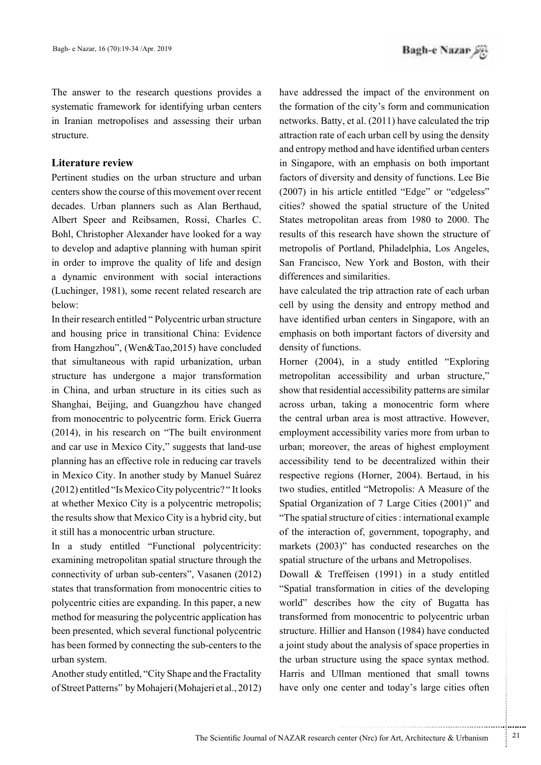The answer to the research questions provides a systematic framework for identifying urban centers in Iranian metropolises and assessing their urban structure.

## Literature review

Pertinent studies on the urban structure and urban centers show the course of this movement over recent decades. Urban planners such as Alan Berthaud, Albert Speer and Reibsamen, Rossi, Charles C. Bohl, Christopher Alexander have looked for a way to develop and adaptive planning with human spirit in order to improve the quality of life and design a dynamic environment with social interactions (Luchinger, 1981), some recent related research are below:

In their research entitled " Polycentric urban structure and housing price in transitional China: Evidence from Hangzhou", (Wen&Tao,2015) have concluded that simultaneous with rapid urbanization, urban structure has undergone a major transformation in China, and urban structure in its cities such as Shanghai, Beijing, and Guangzhou have changed from monocentric to polycentric form. Erick Guerra (2014), in his research on "The built environment and car use in Mexico City," suggests that land-use planning has an effective role in reducing car travels in Mexico City. In another study by Manuel Suárez (2012) entitled "Is Mexico City polycentric? " It looks at whether Mexico City is a polycentric metropolis; the results show that Mexico City is a hybrid city, but it still has a monocentric urban structure.

In a study entitled "Functional polycentricity: examining metropolitan spatial structure through the connectivity of urban sub-centers", Vasanen (2012) states that transformation from monocentric cities to polycentric cities are expanding. In this paper, a new method for measuring the polycentric application has been presented, which several functional polycentric has been formed by connecting the sub-centers to the urban system.

Another study entitled, "City Shape and the Fractality of Street Patterns" by Mohajeri (Mohajeri et al., 2012) have addressed the impact of the environment on the formation of the city's form and communication networks. Batty, et al. (2011) have calculated the trip attraction rate of each urban cell by using the density and entropy method and have identified urban centers in Singapore, with an emphasis on both important factors of diversity and density of functions. Lee Bie (2007) in his article entitled "Edge" or "edgeless" cities? showed the spatial structure of the United States metropolitan areas from 1980 to 2000. The results of this research have shown the structure of metropolis of Portland, Philadelphia, Los Angeles, San Francisco, New York and Boston, with their differences and similarities.

have calculated the trip attraction rate of each urban cell by using the density and entropy method and have identified urban centers in Singapore, with an emphasis on both important factors of diversity and density of functions.

Horner (2004), in a study entitled "Exploring metropolitan accessibility and urban structure," show that residential accessibility patterns are similar across urban, taking a monocentric form where the central urban area is most attractive. However, employment accessibility varies more from urban to urban; moreover, the areas of highest employment accessibility tend to be decentralized within their respective regions (Horner, 2004). Bertaud, in his two studies, entitled "Metropolis: A Measure of the Spatial Organization of 7 Large Cities (2001)" and "The spatial structure of cities : international example of the interaction of, government, topography, and markets (2003)" has conducted researches on the spatial structure of the urbans and Metropolises.

Dowall & Treffeisen (1991) in a study entitled "Spatial transformation in cities of the developing world" describes how the city of Bugatta has transformed from monocentric to polycentric urban structure. Hillier and Hanson (1984) have conducted a joint study about the analysis of space properties in the urban structure using the space syntax method. Harris and Ullman mentioned that small towns have only one center and today's large cities often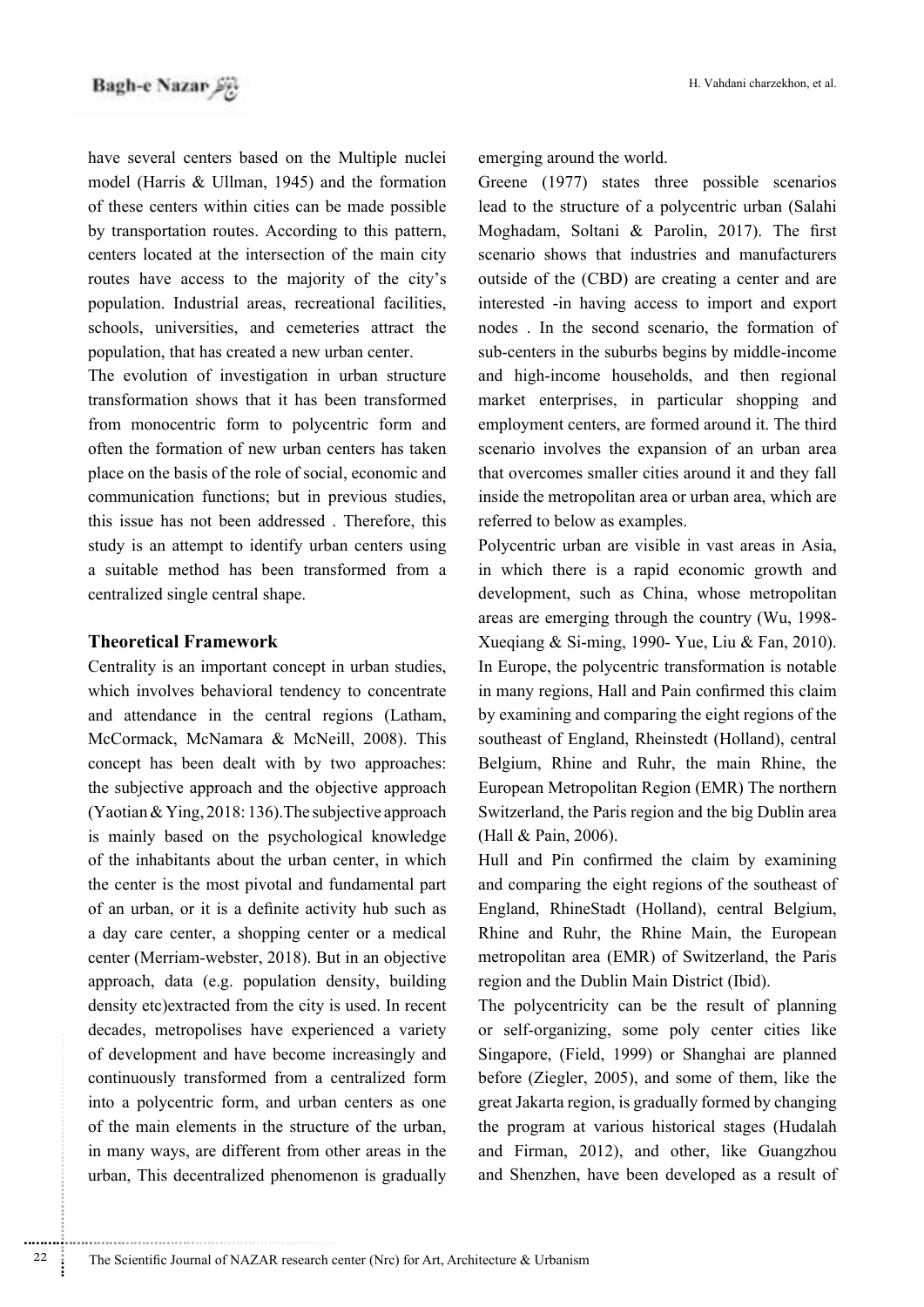have several centers based on the Multiple nuclei model (Harris & Ullman, 1945) and the formation of these centers within cities can be made possible by transportation routes. According to this pattern, centers located at the intersection of the main city routes have access to the majority of the city's population. Industrial areas, recreational facilities, schools, universities, and cemeteries attract the population, that has created a new urban center.

The evolution of investigation in urban structure transformation shows that it has been transformed from monocentric form to polycentric form and often the formation of new urban centers has taken place on the basis of the role of social, economic and communication functions; but in previous studies, this issue has not been addressed . Therefore, this study is an attempt to identify urban centers using a suitable method has been transformed from a centralized single central shape.

## Theoretical Framework

Centrality is an important concept in urban studies, which involves behavioral tendency to concentrate and attendance in the central regions (Latham, McCormack, McNamara & McNeill, 2008). This concept has been dealt with by two approaches: the subjective approach and the objective approach (Yaotian & Ying, 2018: 136).The subjective approach is mainly based on the psychological knowledge of the inhabitants about the urban center, in which the center is the most pivotal and fundamental part of an urban, or it is a definite activity hub such as a day care center, a shopping center or a medical center (Merriam-webster, 2018). But in an objective approach, data (e.g. population density, building density etc)extracted from the city is used. In recent decades, metropolises have experienced a variety of development and have become increasingly and continuously transformed from a centralized form into a polycentric form, and urban centers as one of the main elements in the structure of the urban, in many ways, are different from other areas in the urban, This decentralized phenomenon is gradually emerging around the world.

Greene (1977) states three possible scenarios lead to the structure of a polycentric urban (Salahi Moghadam, Soltani & Parolin, 2017). The first scenario shows that industries and manufacturers outside of the (CBD) are creating a center and are interested -in having access to import and export nodes . In the second scenario, the formation of sub-centers in the suburbs begins by middle-income and high-income households, and then regional market enterprises, in particular shopping and employment centers, are formed around it. The third scenario involves the expansion of an urban area that overcomes smaller cities around it and they fall inside the metropolitan area or urban area, which are referred to below as examples.

Polycentric urban are visible in vast areas in Asia, in which there is a rapid economic growth and development, such as China, whose metropolitan areas are emerging through the country (Wu, 1998- Xueqiang & Si-ming, 1990- Yue, Liu & Fan, 2010). In Europe, the polycentric transformation is notable in many regions, Hall and Pain confirmed this claim by examining and comparing the eight regions of the southeast of England, Rheinstedt (Holland), central Belgium, Rhine and Ruhr, the main Rhine, the European Metropolitan Region (EMR) The northern Switzerland, the Paris region and the big Dublin area (Hall & Pain, 2006).

Hull and Pin confirmed the claim by examining and comparing the eight regions of the southeast of England, RhineStadt (Holland), central Belgium, Rhine and Ruhr, the Rhine Main, the European metropolitan area (EMR) of Switzerland, the Paris region and the Dublin Main District (Ibid).

The polycentricity can be the result of planning or self-organizing, some poly center cities like Singapore, (Field, 1999) or Shanghai are planned before (Ziegler, 2005), and some of them, like the great Jakarta region, is gradually formed by changing the program at various historical stages (Hudalah and Firman, 2012), and other, like Guangzhou and Shenzhen, have been developed as a result of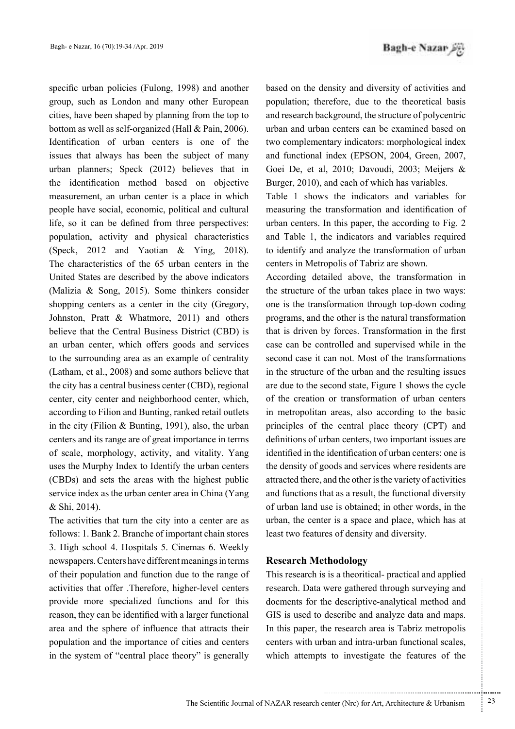specific urban policies (Fulong, 1998) and another group, such as London and many other European cities, have been shaped by planning from the top to bottom as well as self-organized (Hall & Pain, 2006). Identification of urban centers is one of the issues that always has been the subject of many urban planners; Speck (2012) believes that in the identification method based on objective measurement, an urban center is a place in which people have social, economic, political and cultural life, so it can be defined from three perspectives: population, activity and physical characteristics (Speck, 2012 and Yaotian & Ying, 2018). The characteristics of the 65 urban centers in the United States are described by the above indicators (Malizia & Song, 2015). Some thinkers consider shopping centers as a center in the city (Gregory, Johnston, Pratt & Whatmore, 2011) and others believe that the Central Business District (CBD) is an urban center, which offers goods and services to the surrounding area as an example of centrality (Latham, et al., 2008) and some authors believe that the city has a central business center (CBD), regional center, city center and neighborhood center, which, according to Filion and Bunting, ranked retail outlets in the city (Filion & Bunting, 1991), also, the urban centers and its range are of great importance in terms of scale, morphology, activity, and vitality. Yang uses the Murphy Index to Identify the urban centers (CBDs) and sets the areas with the highest public service index as the urban center area in China (Yang & Shi, 2014).

The activities that turn the city into a center are as follows: 1. Bank 2. Branche of important chain stores 3. High school 4. Hospitals 5. Cinemas 6. Weekly newspapers. Centers have different meanings in terms of their population and function due to the range of activities that offer .Therefore, higher-level centers provide more specialized functions and for this reason, they can be identified with a larger functional area and the sphere of influence that attracts their population and the importance of cities and centers in the system of "central place theory" is generally based on the density and diversity of activities and population; therefore, due to the theoretical basis and research background, the structure of polycentric urban and urban centers can be examined based on two complementary indicators: morphological index and functional index (EPSON, 2004, Green, 2007, Goei De, et al, 2010; Davoudi, 2003; Meijers & Burger, 2010), and each of which has variables.

Table 1 shows the indicators and variables for measuring the transformation and identification of urban centers. In this paper, the according to Fig. 2 and Table 1, the indicators and variables required to identify and analyze the transformation of urban centers in Metropolis of Tabriz are shown.

According detailed above, the transformation in the structure of the urban takes place in two ways: one is the transformation through top-down coding programs, and the other is the natural transformation that is driven by forces. Transformation in the first case can be controlled and supervised while in the second case it can not. Most of the transformations in the structure of the urban and the resulting issues are due to the second state, Figure 1 shows the cycle of the creation or transformation of urban centers in metropolitan areas, also according to the basic principles of the central place theory (CPT) and definitions of urban centers, two important issues are identified in the identification of urban centers: one is the density of goods and services where residents are attracted there, and the other is the variety of activities and functions that as a result, the functional diversity of urban land use is obtained; in other words, in the urban, the center is a space and place, which has at least two features of density and diversity.

## Research Methodology

This research is is a theoritical- practical and applied research. Data were gathered through surveying and docments for the descriptive-analytical method and GIS is used to describe and analyze data and maps. In this paper, the research area is Tabriz metropolis centers with urban and intra-urban functional scales, which attempts to investigate the features of the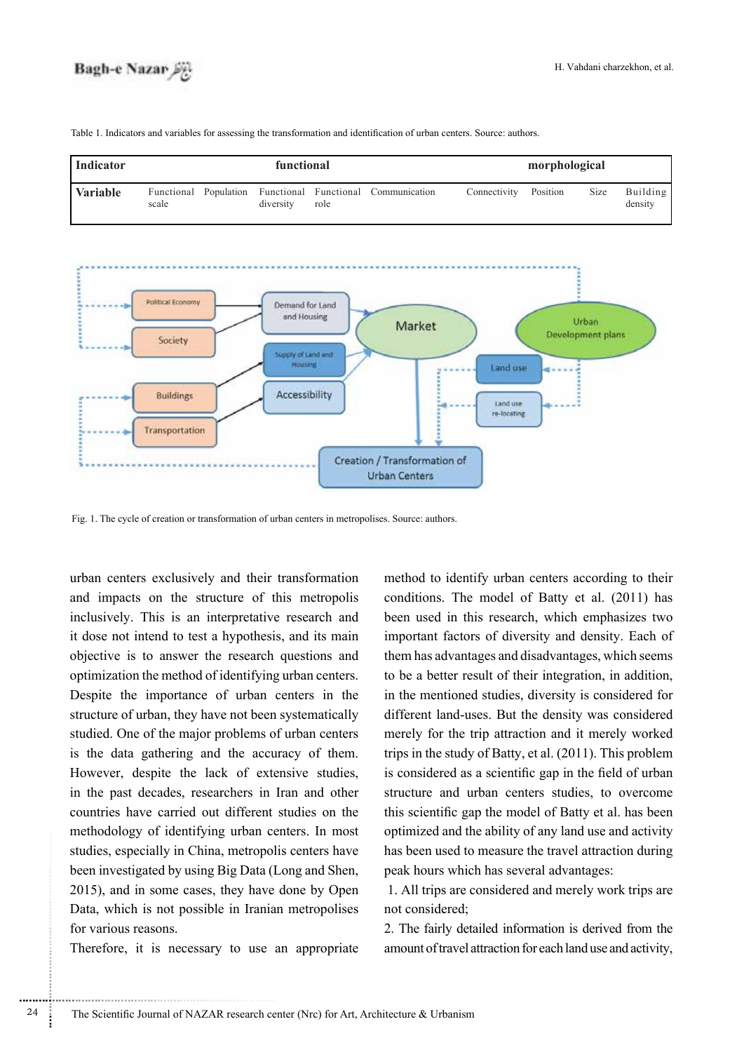Table 1. Indicators and variables for assessing the transformation and identification of urban centers. Source: authors.

| Indicator | functional | | | | | morphological | | | |
|---|---|---|---|---|---|---|---|---|---|
| Variable | Functional scale | Population | Functional diversity | Functional role | Communication | Connectivity | Position | Size | Building density |

Fig. 1. The cycle of creation or transformation of urban centers in metropolises. Source: authors.

urban centers exclusively and their transformation and impacts on the structure of this metropolis inclusively. This is an interpretative research and it dose not intend to test a hypothesis, and its main objective is to answer the research questions and optimization the method of identifying urban centers. Despite the importance of urban centers in the structure of urban, they have not been systematically studied. One of the major problems of urban centers is the data gathering and the accuracy of them. However, despite the lack of extensive studies, in the past decades, researchers in Iran and other countries have carried out different studies on the methodology of identifying urban centers. In most studies, especially in China, metropolis centers have been investigated by using Big Data (Long and Shen, 2015), and in some cases, they have done by Open Data, which is not possible in Iranian metropolises for various reasons.

Therefore, it is necessary to use an appropriate method to identify urban centers according to their conditions. The model of Batty et al. (2011) has been used in this research, which emphasizes two important factors of diversity and density. Each of them has advantages and disadvantages, which seems to be a better result of their integration, in addition, in the mentioned studies, diversity is considered for different land-uses. But the density was considered merely for the trip attraction and it merely worked trips in the study of Batty, et al. (2011). This problem is considered as a scientific gap in the field of urban structure and urban centers studies, to overcome this scientific gap the model of Batty et al. has been optimized and the ability of any land use and activity has been used to measure the travel attraction during peak hours which has several advantages:

1. All trips are considered and merely work trips are not considered;
2. The fairly detailed information is derived from the amount of travel attraction for each land use and activity,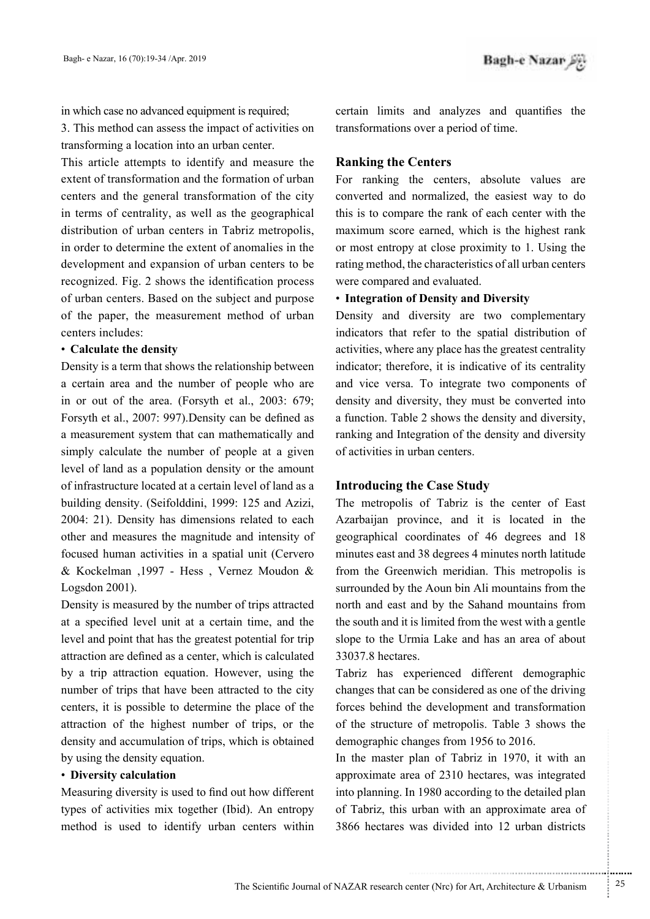in which case no advanced equipment is required;

3. This method can assess the impact of activities on transforming a location into an urban center.

This article attempts to identify and measure the extent of transformation and the formation of urban centers and the general transformation of the city in terms of centrality, as well as the geographical distribution of urban centers in Tabriz metropolis, in order to determine the extent of anomalies in the development and expansion of urban centers to be recognized. Fig. 2 shows the identification process of urban centers. Based on the subject and purpose of the paper, the measurement method of urban centers includes:

- **Calculate the density**

Density is a term that shows the relationship between a certain area and the number of people who are in or out of the area. (Forsyth et al., 2003: 679; Forsyth et al., 2007: 997).Density can be defined as a measurement system that can mathematically and simply calculate the number of people at a given level of land as a population density or the amount of infrastructure located at a certain level of land as a building density. (Seifolddini, 1999: 125 and Azizi, 2004: 21). Density has dimensions related to each other and measures the magnitude and intensity of focused human activities in a spatial unit (Cervero & Kockelman ,1997 - Hess , Vernez Moudon & Logsdon 2001).

Density is measured by the number of trips attracted at a specified level unit at a certain time, and the level and point that has the greatest potential for trip attraction are defined as a center, which is calculated by a trip attraction equation. However, using the number of trips that have been attracted to the city centers, it is possible to determine the place of the attraction of the highest number of trips, or the density and accumulation of trips, which is obtained by using the density equation.

- **Diversity calculation**

Measuring diversity is used to find out how different types of activities mix together (Ibid). An entropy method is used to identify urban centers within certain limits and analyzes and quantifies the transformations over a period of time.

## Ranking the Centers

For ranking the centers, absolute values are converted and normalized, the easiest way to do this is to compare the rank of each center with the maximum score earned, which is the highest rank or most entropy at close proximity to 1. Using the rating method, the characteristics of all urban centers were compared and evaluated.

- **Integration of Density and Diversity**

Density and diversity are two complementary indicators that refer to the spatial distribution of activities, where any place has the greatest centrality indicator; therefore, it is indicative of its centrality and vice versa. To integrate two components of density and diversity, they must be converted into a function. Table 2 shows the density and diversity, ranking and Integration of the density and diversity of activities in urban centers.

## Introducing the Case Study

The metropolis of Tabriz is the center of East Azarbaijan province, and it is located in the geographical coordinates of 46 degrees and 18 minutes east and 38 degrees 4 minutes north latitude from the Greenwich meridian. This metropolis is surrounded by the Aoun bin Ali mountains from the north and east and by the Sahand mountains from the south and it is limited from the west with a gentle slope to the Urmia Lake and has an area of about 33037.8 hectares.

Tabriz has experienced different demographic changes that can be considered as one of the driving forces behind the development and transformation of the structure of metropolis. Table 3 shows the demographic changes from 1956 to 2016.

In the master plan of Tabriz in 1970, it with an approximate area of 2310 hectares, was integrated into planning. In 1980 according to the detailed plan of Tabriz, this urban with an approximate area of 3866 hectares was divided into 12 urban districts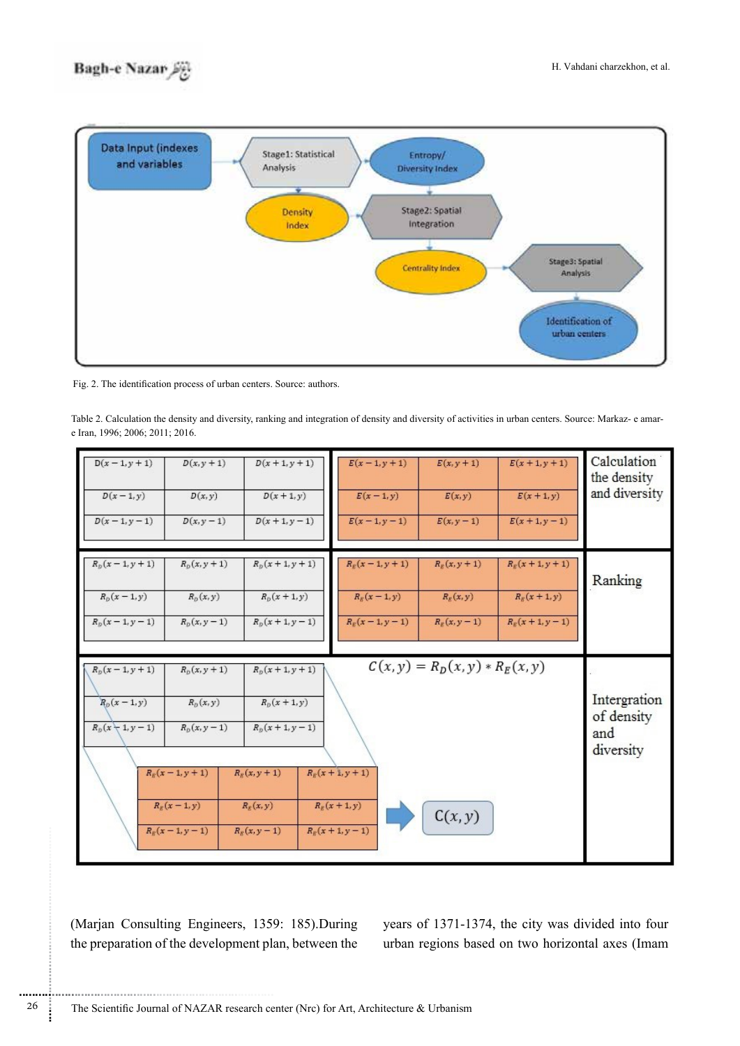Fig. 2. The identification process of urban centers. Source: authors.

Table 2. Calculation the density and diversity, ranking and integration of density and diversity of activities in urban centers. Source: Markaz- e amar-e Iran, 1996; 2006; 2011; 2016.

| | | | | | | |
|---|---|---|---|---|---|---|
| $D(x-1,y+1)$ | $D(x,y+1)$ | $D(x+1,y+1)$ | $E(x-1,y+1)$ | $E(x,y+1)$ | $E(x+1,y+1)$ | Calculation the density and diversity |
| $D(x-1,y)$ | $D(x,y)$ | $D(x+1,y)$ | $E(x-1,y)$ | $E(x,y)$ | $E(x+1,y)$ | |
| $D(x-1,y-1)$ | $D(x,y-1)$ | $D(x+1,y-1)$ | $E(x-1,y-1)$ | $E(x,y-1)$ | $E(x+1,y-1)$ | |
| $R_D(x-1,y+1)$ | $R_D(x,y+1)$ | $R_D(x+1,y+1)$ | $R_E(x-1,y+1)$ | $R_E(x,y+1)$ | $R_E(x+1,y+1)$ | Ranking |
| $R_D(x-1,y)$ | $R_D(x,y)$ | $R_D(x+1,y)$ | $R_E(x-1,y)$ | $R_E(x,y)$ | $R_E(x+1,y)$ | |
| $R_D(x-1,y-1)$ | $R_D(x,y-1)$ | $R_D(x+1,y-1)$ | $R_E(x-1,y-1)$ | $R_E(x,y-1)$ | $R_E(x+1,y-1)$ | |
| $R_D(x-1,y+1)$, $R_D(x,y+1)$, $R_D(x+1,y+1)$; $R_D(x-1,y)$, $R_D(x,y)$, $R_D(x+1,y)$; $R_D(x-1,y-1)$, $R_D(x,y-1)$, $R_D(x+1,y-1)$ | $R_E(x-1,y+1)$, $R_E(x,y+1)$, $R_E(x+1,y+1)$; $R_E(x-1,y)$, $R_E(x,y)$, $R_E(x+1,y)$; $R_E(x-1,y-1)$, $R_E(x,y-1)$, $R_E(x+1,y-1)$ → $C(x,y)$ | | $C(x,y) = R_D(x,y) * R_E(x,y)$ | | | Intergration of density and diversity |

(Marjan Consulting Engineers, 1359: 185).During the preparation of the development plan, between the years of 1371-1374, the city was divided into four urban regions based on two horizontal axes (Imam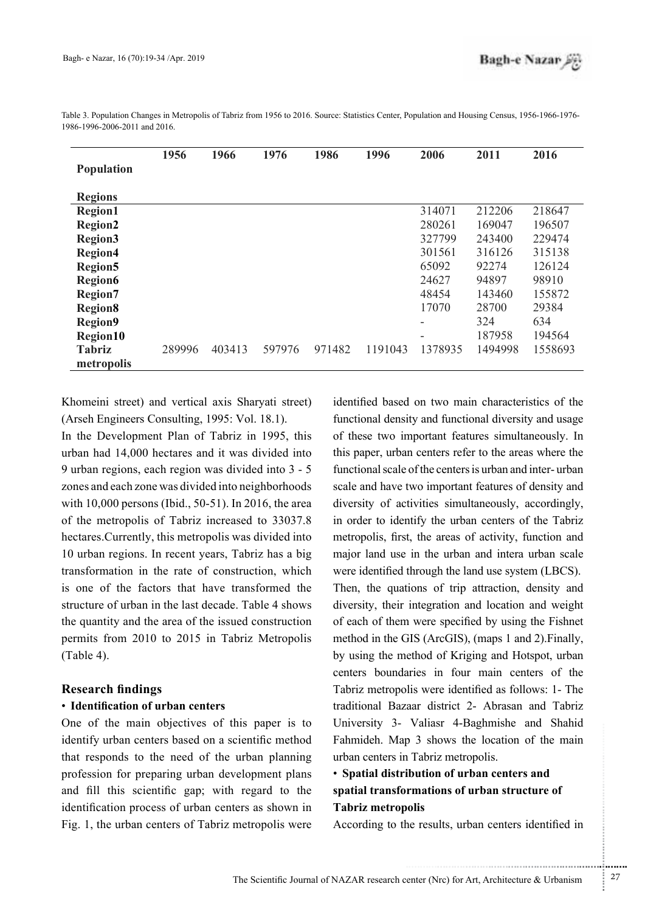Table 3. Population Changes in Metropolis of Tabriz from 1956 to 2016. Source: Statistics Center, Population and Housing Census, 1956-1966-1976-1986-1996-2006-2011 and 2016.

| Population / Regions | 1956 | 1966 | 1976 | 1986 | 1996 | 2006 | 2011 | 2016 |
|---|---|---|---|---|---|---|---|---|
| **Region1** | | | | | | 314071 | 212206 | 218647 |
| **Region2** | | | | | | 280261 | 169047 | 196507 |
| **Region3** | | | | | | 327799 | 243400 | 229474 |
| **Region4** | | | | | | 301561 | 316126 | 315138 |
| **Region5** | | | | | | 65092 | 92274 | 126124 |
| **Region6** | | | | | | 24627 | 94897 | 98910 |
| **Region7** | | | | | | 48454 | 143460 | 155872 |
| **Region8** | | | | | | 17070 | 28700 | 29384 |
| **Region9** | | | | | | - | 324 | 634 |
| **Region10** | | | | | | - | 187958 | 194564 |
| **Tabriz metropolis** | 289996 | 403413 | 597976 | 971482 | 1191043 | 1378935 | 1494998 | 1558693 |

Khomeini street) and vertical axis Sharyati street) (Arseh Engineers Consulting, 1995: Vol. 18.1).

In the Development Plan of Tabriz in 1995, this urban had 14,000 hectares and it was divided into 9 urban regions, each region was divided into 3 - 5 zones and each zone was divided into neighborhoods with 10,000 persons (Ibid., 50-51). In 2016, the area of the metropolis of Tabriz increased to 33037.8 hectares.Currently, this metropolis was divided into 10 urban regions. In recent years, Tabriz has a big transformation in the rate of construction, which is one of the factors that have transformed the structure of urban in the last decade. Table 4 shows the quantity and the area of the issued construction permits from 2010 to 2015 in Tabriz Metropolis (Table 4).

## Research findings

### • Identification of urban centers

One of the main objectives of this paper is to identify urban centers based on a scientific method that responds to the need of the urban planning profession for preparing urban development plans and fill this scientific gap; with regard to the identification process of urban centers as shown in Fig. 1, the urban centers of Tabriz metropolis were identified based on two main characteristics of the functional density and functional diversity and usage of these two important features simultaneously. In this paper, urban centers refer to the areas where the functional scale of the centers is urban and inter- urban scale and have two important features of density and diversity of activities simultaneously, accordingly, in order to identify the urban centers of the Tabriz metropolis, first, the areas of activity, function and major land use in the urban and intera urban scale were identified through the land use system (LBCS). Then, the quations of trip attraction, density and diversity, their integration and location and weight of each of them were specified by using the Fishnet method in the GIS (ArcGIS), (maps 1 and 2).Finally, by using the method of Kriging and Hotspot, urban centers boundaries in four main centers of the Tabriz metropolis were identified as follows: 1- The traditional Bazaar district 2- Abrasan and Tabriz University 3- Valiasr 4-Baghmishe and Shahid Fahmideh. Map 3 shows the location of the main urban centers in Tabriz metropolis.

### • Spatial distribution of urban centers and spatial transformations of urban structure of Tabriz metropolis

According to the results, urban centers identified in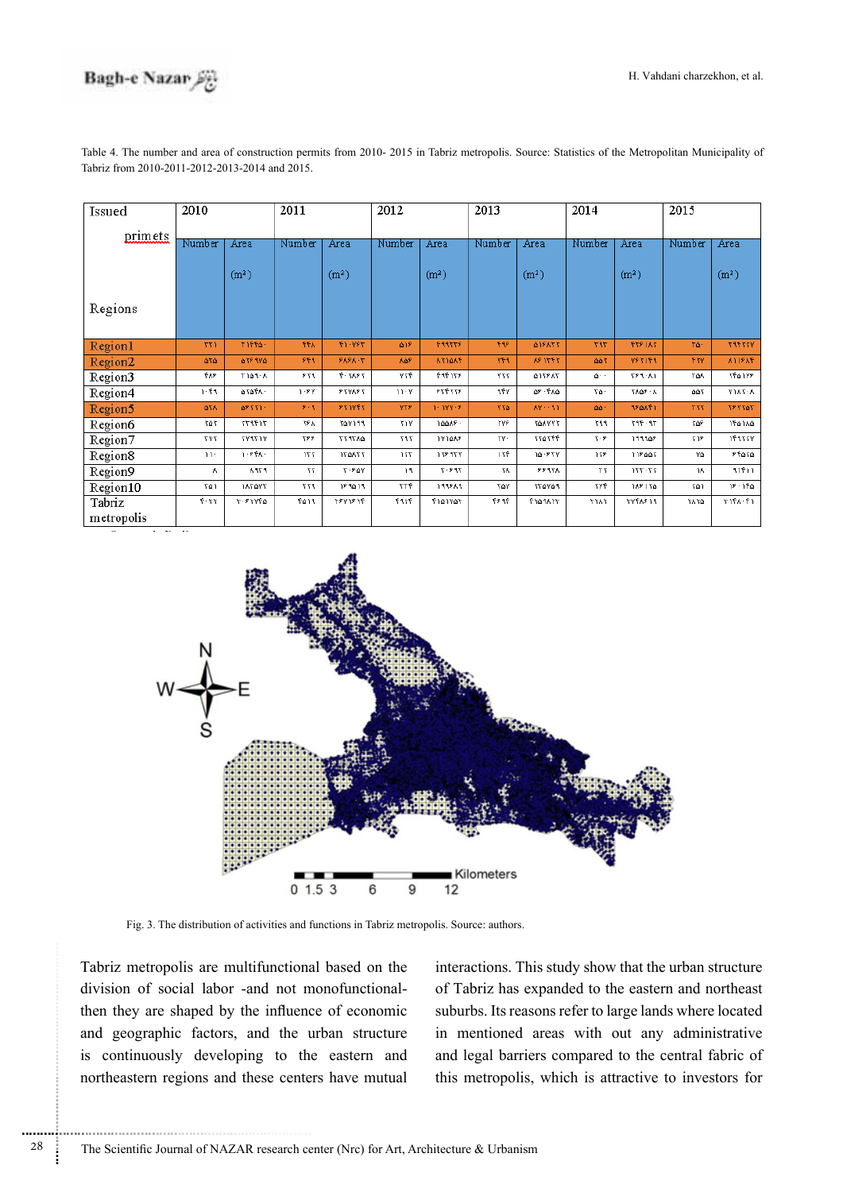Table 4. The number and area of construction permits from 2010- 2015 in Tabriz metropolis. Source: Statistics of the Metropolitan Municipality of Tabriz from 2010-2011-2012-2013-2014 and 2015.

| Issued primets / Regions | 2010 | | 2011 | | 2012 | | 2013 | | 2014 | | 2015 | |
|---|---|---|---|---|---|---|---|---|---|---|---|---|
| | Number | Area (m²) | Number | Area (m²) | Number | Area (m²) | Number | Area (m²) | Number | Area (m²) | Number | Area (m²) |
| Region1 | ۲۲۱ | ۲۱۴۴۵۰ | ۴۴۸ | ۴۱۰۷۶۲ | ۵۱۶ | ۴۹۹۲۲۶ | ۴۹۶ | ۵۱۶۸۲۲ | ۳۹۳ | ۴۲۶۱۸۲ | ۲۵۰ | ۲۹۴۲۲۷ |
| Region2 | ۵۲۵ | ۵۲۶۹۷۵ | ۶۴۹ | ۶۸۶۸۰۳ | ۸۵۶ | ۸۲۱۵۸۴ | ۴۴۹ | ۸۶۱۳۴۲ | ۵۵۲ | ۷۶۲۱۴۹ | ۴۲۷ | ۸۱۱۶۸۴ |
| Region3 | ۴۸۶ | ۲۱۵۹۰۸ | ۶۲۹ | ۴۰۱۸۶۲ | ۷۲۴ | ۴۹۴۱۲۶ | ۲۲۲ | ۵۱۱۳۸۲ | ۵۰۰ | ۲۶۹۰۸۱ | ۲۵۸ | ۱۴۵۱۲۶ |
| Region4 | ۱۰۴۹ | ۵۱۵۴۸۰ | ۱۰۶۲ | ۶۲۷۸۶۲ | ۱۱۰۷ | ۶۲۴۱۱۶ | ۱۴۷ | ۵۶۰۴۸۵ | ۲۵۰ | ۱۸۵۶۰۸ | ۵۵۲ | ۷۱۸۲۰۸ |
| Region5 | ۵۱۸ | ۵۶۲۲۱۰ | ۶۰۹ | ۶۲۱۷۴۲ | ۷۲۶ | ۱۰۱۷۷۰۶ | ۲۲۵ | ۸۷۰۰۱۱ | ۵۵۰ | ۹۶۵۸۴۱ | ۲۲۲ | ۳۶۲۱۵۲ |
| Region6 | ۲۵۲ | ۲۳۹۴۱۳ | ۱۶۸ | ۲۵۷۱۹۹ | ۲۱۷ | ۱۵۵۵۸۶ | ۲۷۶ | ۲۵۸۷۲۲ | ۲۱۹ | ۲۱۴۰۹۲ | ۲۵۶ | ۱۴۵۱۸۵ |
| Region7 | ۲۷۲ | ۲۷۹۲۱۷ | ۲۶۶ | ۲۲۹۲۸۵ | ۲۹۲ | ۱۷۱۵۸۶ | ۲۷۰ | ۲۲۵۲۴۴ | ۲۰۶ | ۱۹۹۱۵۶ | ۲۱۶ | ۱۴۲۲۲۷ |
| Region8 | ۱۱۰ | ۱۰۶۴۸۰ | ۱۲۲ | ۱۲۵۸۲۲ | ۱۲۲ | ۱۱۶۲۲۲ | ۱۲۴ | ۱۵۰۶۲۷ | ۱۱۶ | ۱۱۶۵۵۲ | ۷۵ | ۶۴۵۲۵ |
| Region9 | ۸ | ۸۹۲۹ | ۲۲ | ۲۰۶۵۷ | ۱۹ | ۲۰۶۹۲ | ۱۸ | ۶۶۹۲۸ | ۲۲ | ۱۲۲۰۲۲ | ۱۸ | ۹۱۴۱۱ |
| Region10 | ۲۵۱ | ۱۸۲۵۷۲ | ۲۲۲ | ۱۶۹۵۱۹ | ۲۲۴ | ۱۹۹۶۸۹ | ۲۵۷ | ۲۲۵۷۵۹ | ۲۲۴ | ۱۸۶۱۲۵ | ۲۵۱ | ۱۶۰۱۴۵ |
| Tabriz metropolis | ۴۰۲۲ | ۲۰۶۲۷۴۵ | ۴۵۱۲ | ۲۶۷۶۰۱۴ | ۴۹۱۴ | ۴۱۵۱۷۵۲ | ۴۶۹۴ | ۴۱۵۹۸۱۲ | ۲۸۸۲ | ۲۷۴۸۶۱۱ | ۱۸۱۵ | ۲۱۴۸۰۴۱ |

Fig. 3. The distribution of activities and functions in Tabriz metropolis. Source: authors.

Tabriz metropolis are multifunctional based on the division of social labor -and not monofunctional- then they are shaped by the influence of economic and geographic factors, and the urban structure is continuously developing to the eastern and northeastern regions and these centers have mutual interactions. This study show that the urban structure of Tabriz has expanded to the eastern and northeast suburbs. Its reasons refer to large lands where located in mentioned areas with out any administrative and legal barriers compared to the central fabric of this metropolis, which is attractive to investors for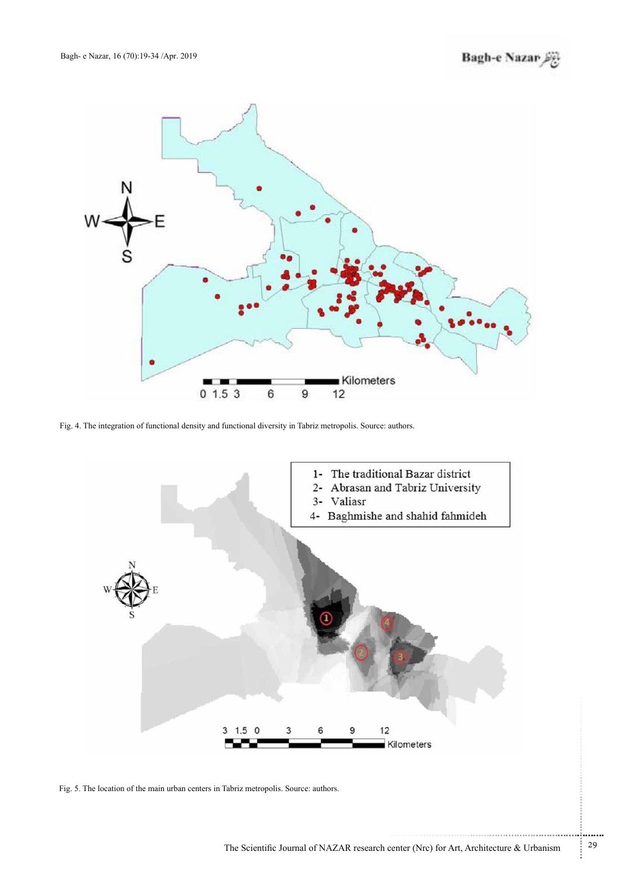Fig. 4. The integration of functional density and functional diversity in Tabriz metropolis. Source: authors.

Fig. 5. The location of the main urban centers in Tabriz metropolis. Source: authors.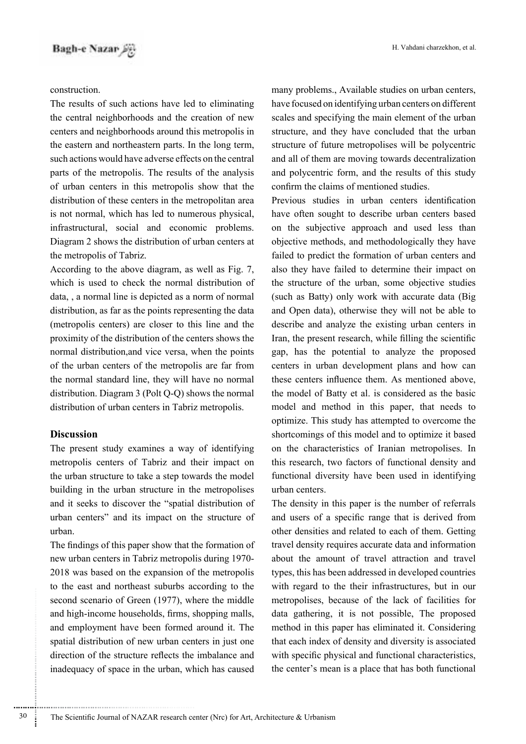construction.

The results of such actions have led to eliminating the central neighborhoods and the creation of new centers and neighborhoods around this metropolis in the eastern and northeastern parts. In the long term, such actions would have adverse effects on the central parts of the metropolis. The results of the analysis of urban centers in this metropolis show that the distribution of these centers in the metropolitan area is not normal, which has led to numerous physical, infrastructural, social and economic problems. Diagram 2 shows the distribution of urban centers at the metropolis of Tabriz.

According to the above diagram, as well as Fig. 7, which is used to check the normal distribution of data, , a normal line is depicted as a norm of normal distribution, as far as the points representing the data (metropolis centers) are closer to this line and the proximity of the distribution of the centers shows the normal distribution,and vice versa, when the points of the urban centers of the metropolis are far from the normal standard line, they will have no normal distribution. Diagram 3 (Polt Q-Q) shows the normal distribution of urban centers in Tabriz metropolis.

## Discussion

The present study examines a way of identifying metropolis centers of Tabriz and their impact on the urban structure to take a step towards the model building in the urban structure in the metropolises and it seeks to discover the "spatial distribution of urban centers" and its impact on the structure of urban.

The findings of this paper show that the formation of new urban centers in Tabriz metropolis during 1970-2018 was based on the expansion of the metropolis to the east and northeast suburbs according to the second scenario of Green (1977), where the middle and high-income households, firms, shopping malls, and employment have been formed around it. The spatial distribution of new urban centers in just one direction of the structure reflects the imbalance and inadequacy of space in the urban, which has caused many problems., Available studies on urban centers, have focused on identifying urban centers on different scales and specifying the main element of the urban structure, and they have concluded that the urban structure of future metropolises will be polycentric and all of them are moving towards decentralization and polycentric form, and the results of this study confirm the claims of mentioned studies.

Previous studies in urban centers identification have often sought to describe urban centers based on the subjective approach and used less than objective methods, and methodologically they have failed to predict the formation of urban centers and also they have failed to determine their impact on the structure of the urban, some objective studies (such as Batty) only work with accurate data (Big and Open data), otherwise they will not be able to describe and analyze the existing urban centers in Iran, the present research, while filling the scientific gap, has the potential to analyze the proposed centers in urban development plans and how can these centers influence them. As mentioned above, the model of Batty et al. is considered as the basic model and method in this paper, that needs to optimize. This study has attempted to overcome the shortcomings of this model and to optimize it based on the characteristics of Iranian metropolises. In this research, two factors of functional density and functional diversity have been used in identifying urban centers.

The density in this paper is the number of referrals and users of a specific range that is derived from other densities and related to each of them. Getting travel density requires accurate data and information about the amount of travel attraction and travel types, this has been addressed in developed countries with regard to the their infrastructures, but in our metropolises, because of the lack of facilities for data gathering, it is not possible, The proposed method in this paper has eliminated it. Considering that each index of density and diversity is associated with specific physical and functional characteristics, the center's mean is a place that has both functional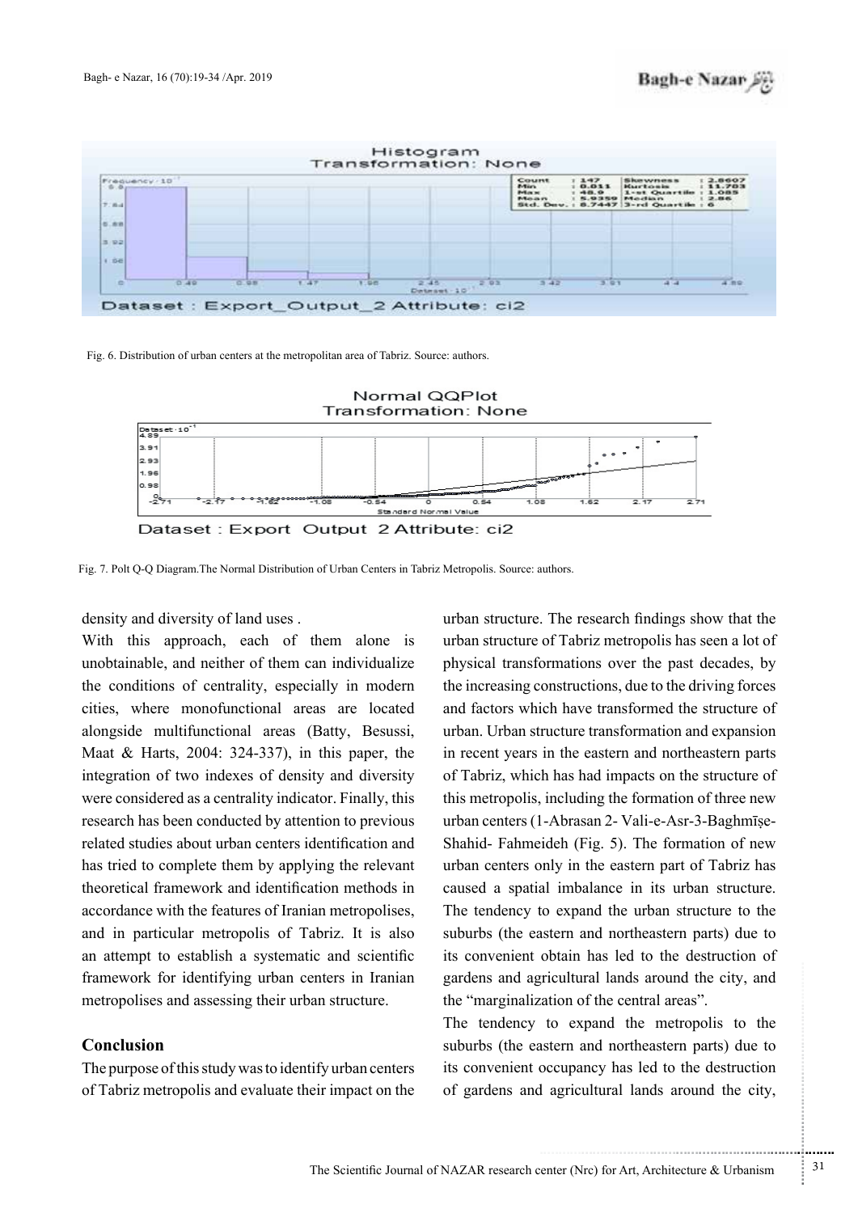Fig. 6. Distribution of urban centers at the metropolitan area of Tabriz. Source: authors.

Fig. 7. Polt Q-Q Diagram.The Normal Distribution of Urban Centers in Tabriz Metropolis. Source: authors.

density and diversity of land uses .

With this approach, each of them alone is unobtainable, and neither of them can individualize the conditions of centrality, especially in modern cities, where monofunctional areas are located alongside multifunctional areas (Batty, Besussi, Maat & Harts, 2004: 324-337), in this paper, the integration of two indexes of density and diversity were considered as a centrality indicator. Finally, this research has been conducted by attention to previous related studies about urban centers identification and has tried to complete them by applying the relevant theoretical framework and identification methods in accordance with the features of Iranian metropolises, and in particular metropolis of Tabriz. It is also an attempt to establish a systematic and scientific framework for identifying urban centers in Iranian metropolises and assessing their urban structure.

## Conclusion

The purpose of this study was to identify urban centers of Tabriz metropolis and evaluate their impact on the urban structure. The research findings show that the urban structure of Tabriz metropolis has seen a lot of physical transformations over the past decades, by the increasing constructions, due to the driving forces and factors which have transformed the structure of urban. Urban structure transformation and expansion in recent years in the eastern and northeastern parts of Tabriz, which has had impacts on the structure of this metropolis, including the formation of three new urban centers (1-Abrasan 2- Vali-e-Asr-3-Baghmīșe-Shahid- Fahmeideh (Fig. 5). The formation of new urban centers only in the eastern part of Tabriz has caused a spatial imbalance in its urban structure. The tendency to expand the urban structure to the suburbs (the eastern and northeastern parts) due to its convenient obtain has led to the destruction of gardens and agricultural lands around the city, and the "marginalization of the central areas".

The tendency to expand the metropolis to the suburbs (the eastern and northeastern parts) due to its convenient occupancy has led to the destruction of gardens and agricultural lands around the city,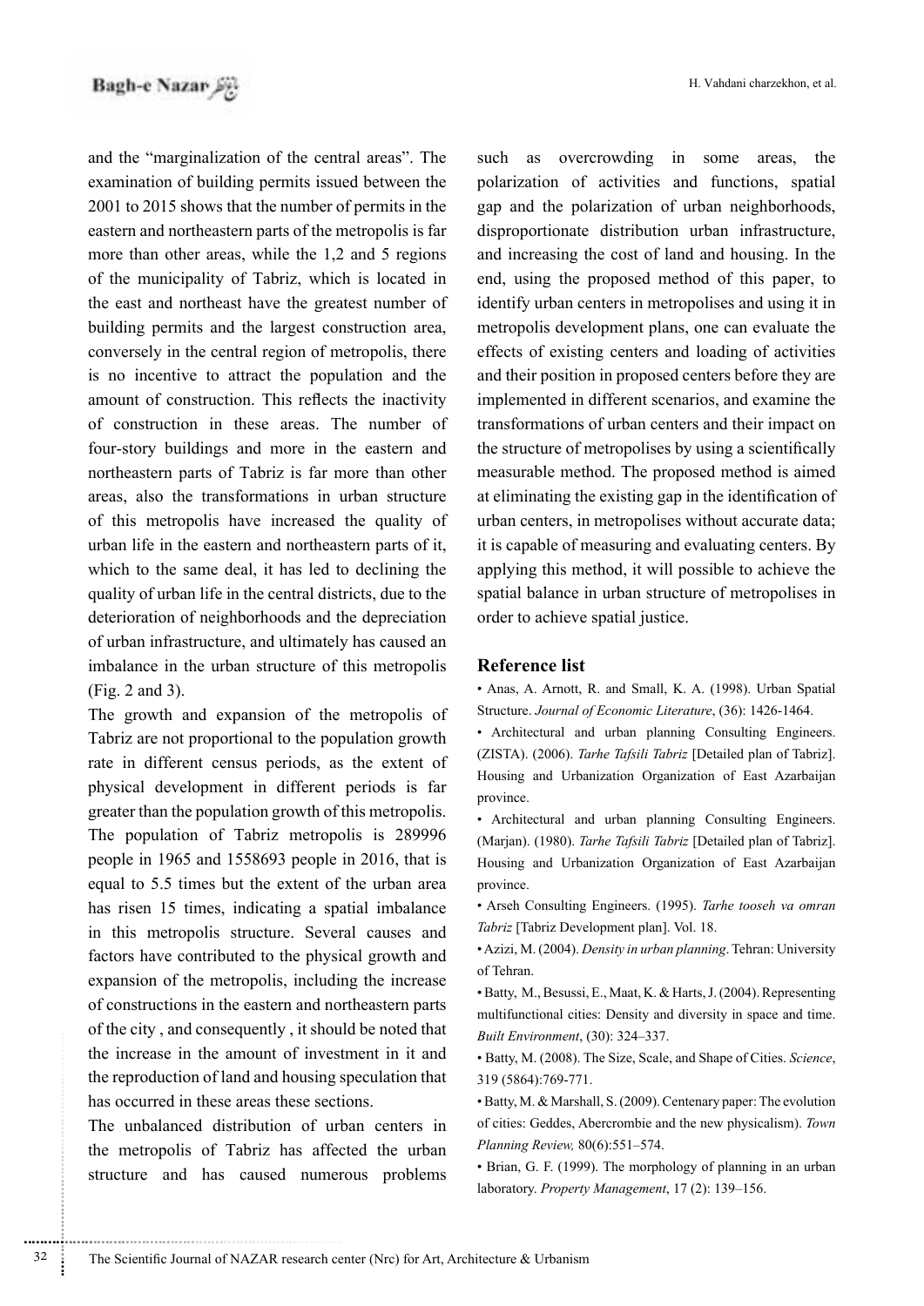and the "marginalization of the central areas". The examination of building permits issued between the 2001 to 2015 shows that the number of permits in the eastern and northeastern parts of the metropolis is far more than other areas, while the 1,2 and 5 regions of the municipality of Tabriz, which is located in the east and northeast have the greatest number of building permits and the largest construction area, conversely in the central region of metropolis, there is no incentive to attract the population and the amount of construction. This reflects the inactivity of construction in these areas. The number of four-story buildings and more in the eastern and northeastern parts of Tabriz is far more than other areas, also the transformations in urban structure of this metropolis have increased the quality of urban life in the eastern and northeastern parts of it, which to the same deal, it has led to declining the quality of urban life in the central districts, due to the deterioration of neighborhoods and the depreciation of urban infrastructure, and ultimately has caused an imbalance in the urban structure of this metropolis (Fig. 2 and 3).

The growth and expansion of the metropolis of Tabriz are not proportional to the population growth rate in different census periods, as the extent of physical development in different periods is far greater than the population growth of this metropolis. The population of Tabriz metropolis is 289996 people in 1965 and 1558693 people in 2016, that is equal to 5.5 times but the extent of the urban area has risen 15 times, indicating a spatial imbalance in this metropolis structure. Several causes and factors have contributed to the physical growth and expansion of the metropolis, including the increase of constructions in the eastern and northeastern parts of the city , and consequently , it should be noted that the increase in the amount of investment in it and the reproduction of land and housing speculation that has occurred in these areas these sections.

The unbalanced distribution of urban centers in the metropolis of Tabriz has affected the urban structure and has caused numerous problems such as overcrowding in some areas, the polarization of activities and functions, spatial gap and the polarization of urban neighborhoods, disproportionate distribution urban infrastructure, and increasing the cost of land and housing. In the end, using the proposed method of this paper, to identify urban centers in metropolises and using it in metropolis development plans, one can evaluate the effects of existing centers and loading of activities and their position in proposed centers before they are implemented in different scenarios, and examine the transformations of urban centers and their impact on the structure of metropolises by using a scientifically measurable method. The proposed method is aimed at eliminating the existing gap in the identification of urban centers, in metropolises without accurate data; it is capable of measuring and evaluating centers. By applying this method, it will possible to achieve the spatial balance in urban structure of metropolises in order to achieve spatial justice.

## Reference list

- Anas, A. Arnott, R. and Small, K. A. (1998). Urban Spatial Structure. *Journal of Economic Literature*, (36): 1426-1464.
- Architectural and urban planning Consulting Engineers. (ZISTA). (2006). *Tarhe Tafsili Tabriz* [Detailed plan of Tabriz]. Housing and Urbanization Organization of East Azarbaijan province.
- Architectural and urban planning Consulting Engineers. (Marjan). (1980). *Tarhe Tafsili Tabriz* [Detailed plan of Tabriz]. Housing and Urbanization Organization of East Azarbaijan province.
- Arseh Consulting Engineers. (1995). *Tarhe tooseh va omran Tabriz* [Tabriz Development plan]. Vol. 18.
- Azizi, M. (2004). *Density in urban planning*. Tehran: University of Tehran.
- Batty, M., Besussi, E., Maat, K. & Harts, J. (2004). Representing multifunctional cities: Density and diversity in space and time. *Built Environment*, (30): 324–337.
- Batty, M. (2008). The Size, Scale, and Shape of Cities. *Science*, 319 (5864):769-771.
- Batty, M. & Marshall, S. (2009). Centenary paper: The evolution of cities: Geddes, Abercrombie and the new physicalism). *Town Planning Review,* 80(6):551–574.
- Brian, G. F. (1999). The morphology of planning in an urban laboratory. *Property Management*, 17 (2): 139–156.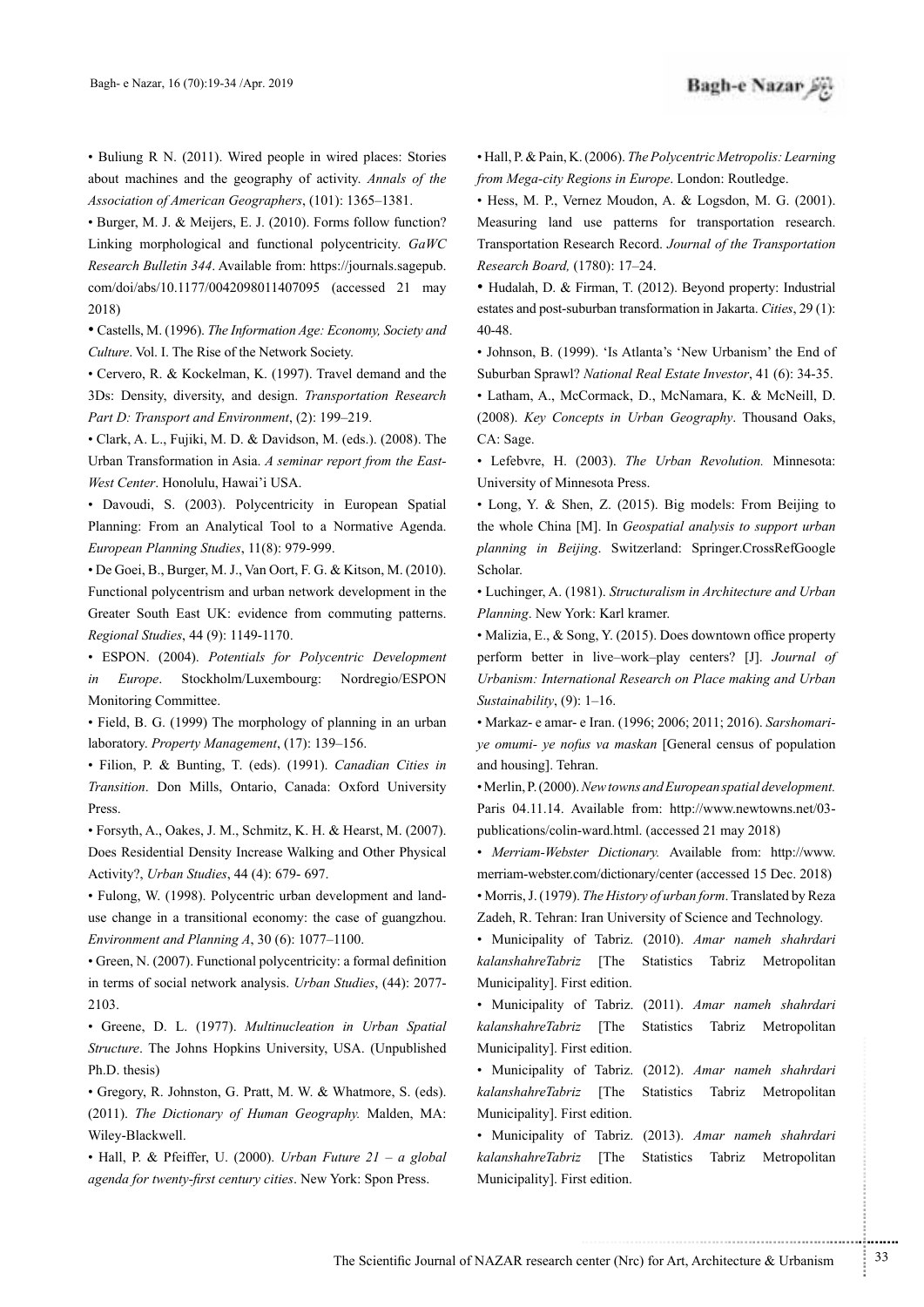• Buliung R N. (2011). Wired people in wired places: Stories about machines and the geography of activity. *Annals of the Association of American Geographers*, (101): 1365–1381.

• Burger, M. J. & Meijers, E. J. (2010). Forms follow function? Linking morphological and functional polycentricity. *GaWC Research Bulletin 344*. Available from: https://journals.sagepub.com/doi/abs/10.1177/0042098011407095 (accessed 21 may 2018)

• Castells, M. (1996). *The Information Age: Economy, Society and Culture*. Vol. I. The Rise of the Network Society.

• Cervero, R. & Kockelman, K. (1997). Travel demand and the 3Ds: Density, diversity, and design. *Transportation Research Part D: Transport and Environment*, (2): 199–219.

• Clark, A. L., Fujiki, M. D. & Davidson, M. (eds.). (2008). The Urban Transformation in Asia. *A seminar report from the East-West Center*. Honolulu, Hawai'i USA.

• Davoudi, S. (2003). Polycentricity in European Spatial Planning: From an Analytical Tool to a Normative Agenda. *European Planning Studies*, 11(8): 979-999.

• De Goei, B., Burger, M. J., Van Oort, F. G. & Kitson, M. (2010). Functional polycentrism and urban network development in the Greater South East UK: evidence from commuting patterns. *Regional Studies*, 44 (9): 1149-1170.

• ESPON. (2004). *Potentials for Polycentric Development in Europe*. Stockholm/Luxembourg: Nordregio/ESPON Monitoring Committee.

• Field, B. G. (1999) The morphology of planning in an urban laboratory. *Property Management*, (17): 139–156.

• Filion, P. & Bunting, T. (eds). (1991). *Canadian Cities in Transition*. Don Mills, Ontario, Canada: Oxford University Press.

• Forsyth, A., Oakes, J. M., Schmitz, K. H. & Hearst, M. (2007). Does Residential Density Increase Walking and Other Physical Activity?, *Urban Studies*, 44 (4): 679- 697.

• Fulong, W. (1998). Polycentric urban development and land-use change in a transitional economy: the case of guangzhou. *Environment and Planning A*, 30 (6): 1077–1100.

• Green, N. (2007). Functional polycentricity: a formal definition in terms of social network analysis. *Urban Studies*, (44): 2077-2103.

• Greene, D. L. (1977). *Multinucleation in Urban Spatial Structure*. The Johns Hopkins University, USA. (Unpublished Ph.D. thesis)

• Gregory, R. Johnston, G. Pratt, M. W. & Whatmore, S. (eds). (2011). *The Dictionary of Human Geography.* Malden, MA: Wiley-Blackwell.

• Hall, P. & Pfeiffer, U. (2000). *Urban Future 21 – a global agenda for twenty-first century cities*. New York: Spon Press.

• Hall, P. & Pain, K. (2006). *The Polycentric Metropolis: Learning from Mega-city Regions in Europe*. London: Routledge.

• Hess, M. P., Vernez Moudon, A. & Logsdon, M. G. (2001). Measuring land use patterns for transportation research. Transportation Research Record. *Journal of the Transportation Research Board,* (1780): 17–24.

• Hudalah, D. & Firman, T. (2012). Beyond property: Industrial estates and post-suburban transformation in Jakarta. *Cities*, 29 (1): 40-48.

• Johnson, B. (1999). 'Is Atlanta's 'New Urbanism' the End of Suburban Sprawl? *National Real Estate Investor*, 41 (6): 34-35.

• Latham, A., McCormack, D., McNamara, K. & McNeill, D. (2008). *Key Concepts in Urban Geography*. Thousand Oaks, CA: Sage.

• Lefebvre, H. (2003). *The Urban Revolution.* Minnesota: University of Minnesota Press.

• Long, Y. & Shen, Z. (2015). Big models: From Beijing to the whole China [M]. In *Geospatial analysis to support urban planning in Beijing*. Switzerland: Springer.CrossRefGoogle Scholar.

• Luchinger, A. (1981). *Structuralism in Architecture and Urban Planning*. New York: Karl kramer.

• Malizia, E., & Song, Y. (2015). Does downtown office property perform better in live–work–play centers? [J]. *Journal of Urbanism: International Research on Place making and Urban Sustainability*, (9): 1–16.

• Markaz- e amar- e Iran. (1996; 2006; 2011; 2016). *Sarshomari-ye omumi- ye nofus va maskan* [General census of population and housing]. Tehran.

• Merlin, P. (2000). *New towns and European spatial development.* Paris 04.11.14. Available from: http://www.newtowns.net/03-publications/colin-ward.html. (accessed 21 may 2018)

• *Merriam-Webster Dictionary.* Available from: http://www.merriam-webster.com/dictionary/center (accessed 15 Dec. 2018)

• Morris, J. (1979). *The History of urban form*. Translated by Reza Zadeh, R. Tehran: Iran University of Science and Technology.

• Municipality of Tabriz. (2010). *Amar nameh shahrdari kalanshahreTabriz* [The Statistics Tabriz Metropolitan Municipality]. First edition.

• Municipality of Tabriz. (2011). *Amar nameh shahrdari kalanshahreTabriz* [The Statistics Tabriz Metropolitan Municipality]. First edition.

• Municipality of Tabriz. (2012). *Amar nameh shahrdari kalanshahreTabriz* [The Statistics Tabriz Metropolitan Municipality]. First edition.

• Municipality of Tabriz. (2013). *Amar nameh shahrdari kalanshahreTabriz* [The Statistics Tabriz Metropolitan Municipality]. First edition.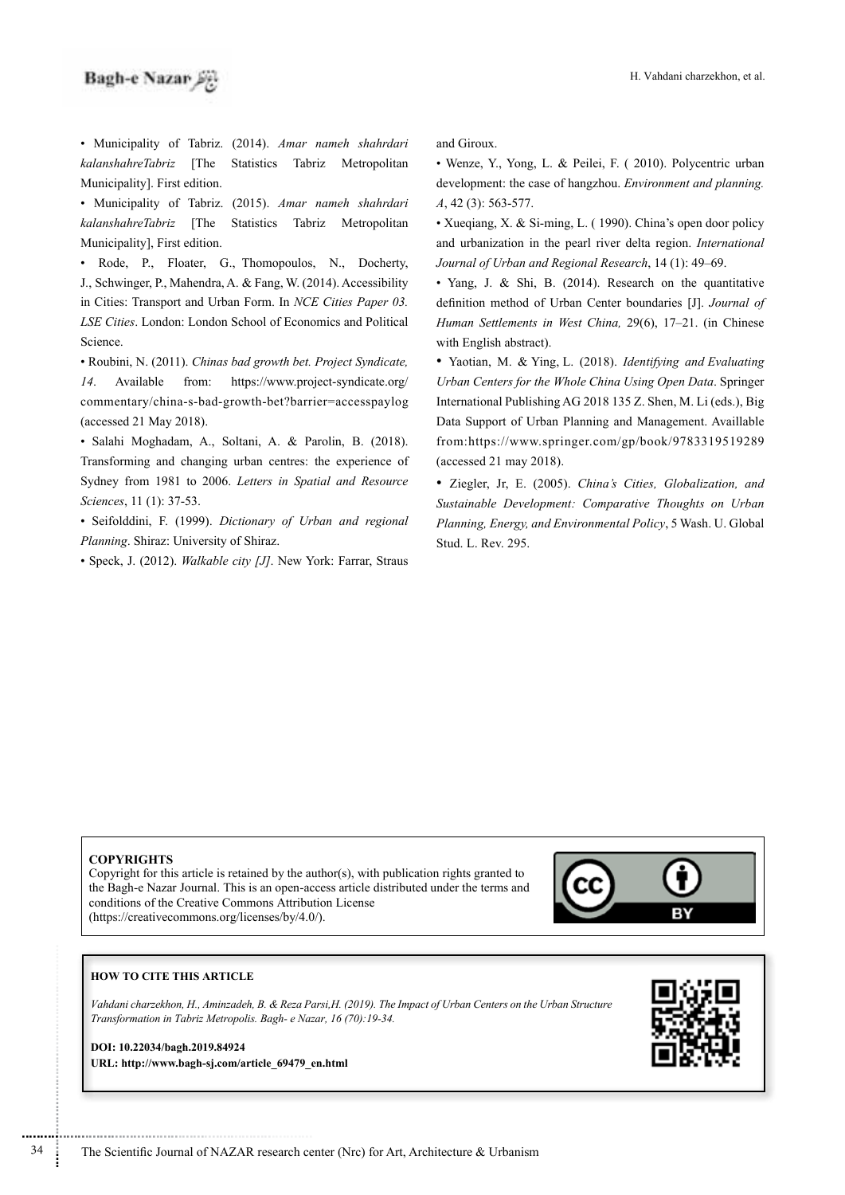• Municipality of Tabriz. (2014). *Amar nameh shahrdari kalanshahreTabriz* [The Statistics Tabriz Metropolitan Municipality]. First edition.

• Municipality of Tabriz. (2015). *Amar nameh shahrdari kalanshahreTabriz* [The Statistics Tabriz Metropolitan Municipality], First edition.

• Rode, P., Floater, G., Thomopoulos, N., Docherty, J., Schwinger, P., Mahendra, A. & Fang, W. (2014). Accessibility in Cities: Transport and Urban Form. In *NCE Cities Paper 03. LSE Cities*. London: London School of Economics and Political Science.

• Roubini, N. (2011). *Chinas bad growth bet. Project Syndicate, 14*. Available from: https://www.project-syndicate.org/commentary/china-s-bad-growth-bet?barrier=accesspaylog (accessed 21 May 2018).

• Salahi Moghadam, A., Soltani, A. & Parolin, B. (2018). Transforming and changing urban centres: the experience of Sydney from 1981 to 2006. *Letters in Spatial and Resource Sciences*, 11 (1): 37-53.

• Seifolddini, F. (1999). *Dictionary of Urban and regional Planning*. Shiraz: University of Shiraz.

• Speck, J. (2012). *Walkable city [J]*. New York: Farrar, Straus and Giroux.

• Wenze, Y., Yong, L. & Peilei, F. ( 2010). Polycentric urban development: the case of hangzhou. *Environment and planning. A*, 42 (3): 563-577.

• Xueqiang, X. & Si-ming, L. ( 1990). China's open door policy and urbanization in the pearl river delta region. *International Journal of Urban and Regional Research*, 14 (1): 49–69.

• Yang, J. & Shi, B. (2014). Research on the quantitative definition method of Urban Center boundaries [J]. *Journal of Human Settlements in West China,* 29(6), 17–21. (in Chinese with English abstract).

• Yaotian, M. & Ying, L. (2018). *Identifying and Evaluating Urban Centers for the Whole China Using Open Data*. Springer International Publishing AG 2018 135 Z. Shen, M. Li (eds.), Big Data Support of Urban Planning and Management. Availlable from:https://www.springer.com/gp/book/9783319519289 (accessed 21 may 2018).

• Ziegler, Jr, E. (2005). *China's Cities, Globalization, and Sustainable Development: Comparative Thoughts on Urban Planning, Energy, and Environmental Policy*, 5 Wash. U. Global Stud. L. Rev. 295.

**COPYRIGHTS**

Copyright for this article is retained by the author(s), with publication rights granted to the Bagh-e Nazar Journal. This is an open-access article distributed under the terms and conditions of the Creative Commons Attribution License (https://creativecommons.org/licenses/by/4.0/).

**HOW TO CITE THIS ARTICLE**

*Vahdani charzekhon, H., Aminzadeh, B. & Reza Parsi,H. (2019). The Impact of Urban Centers on the Urban Structure Transformation in Tabriz Metropolis. Bagh- e Nazar, 16 (70):19-34.*

**DOI: 10.22034/bagh.2019.84924**

**URL: http://www.bagh-sj.com/article_69479_en.html**